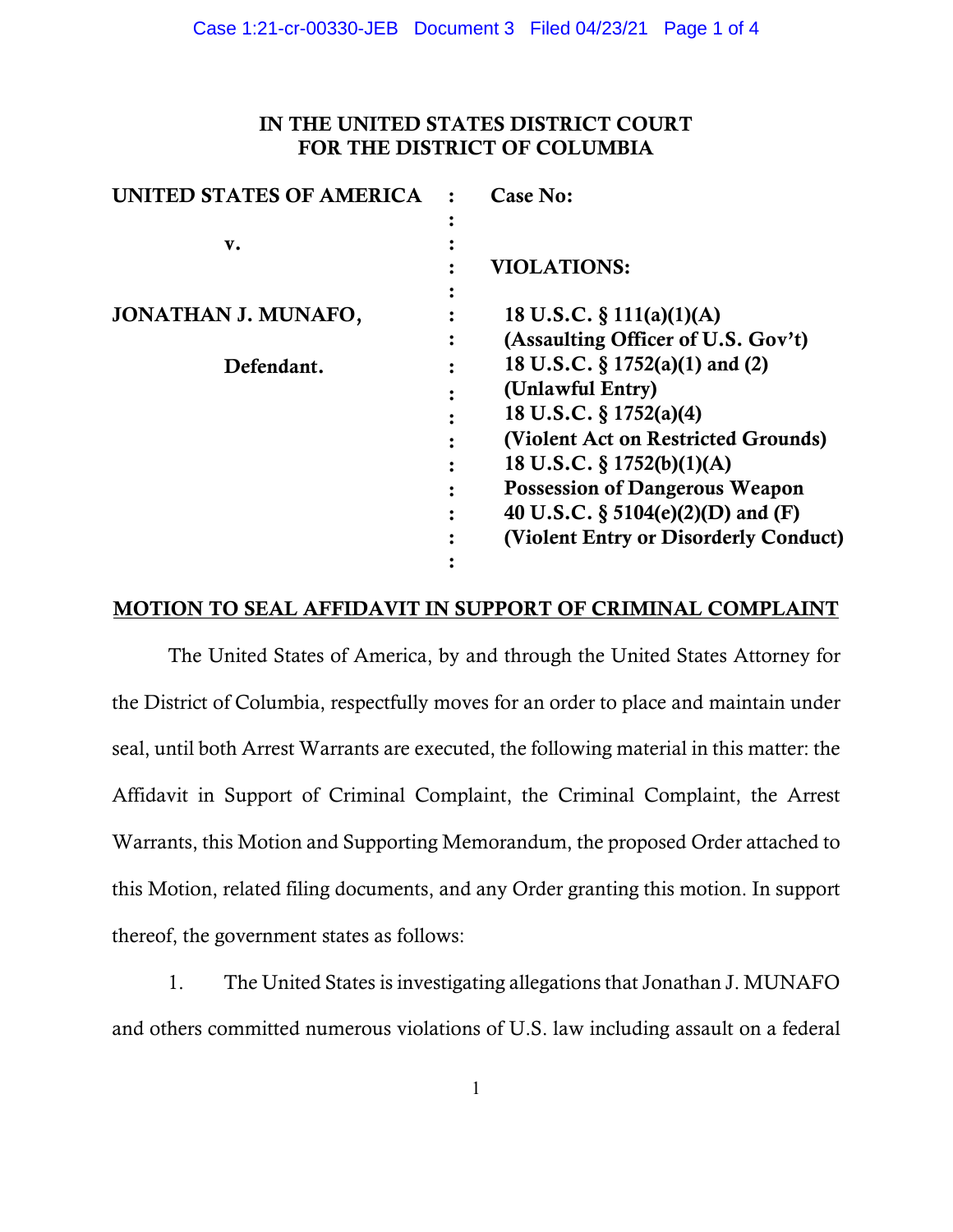**IN THE UNITED STATES DISTRICT COURT**
**FOR THE DISTRICT OF COLUMBIA**

| | | |
|---|---|---|
| **UNITED STATES OF AMERICA** | : | **Case No:** |
| | : | |
| **v.** | : | |
| | : | **VIOLATIONS:** |
| | : | |
| **JONATHAN J. MUNAFO,** | : | **18 U.S.C. § 111(a)(1)(A)** |
| | : | **(Assaulting Officer of U.S. Gov't)** |
| **Defendant.** | : | **18 U.S.C. § 1752(a)(1) and (2)** |
| | : | **(Unlawful Entry)** |
| | : | **18 U.S.C. § 1752(a)(4)** |
| | : | **(Violent Act on Restricted Grounds)** |
| | : | **18 U.S.C. § 1752(b)(1)(A)** |
| | : | **Possession of Dangerous Weapon** |
| | : | **40 U.S.C. § 5104(e)(2)(D) and (F)** |
| | : | **(Violent Entry or Disorderly Conduct)** |
| | : | |

**MOTION TO SEAL AFFIDAVIT IN SUPPORT OF CRIMINAL COMPLAINT**

The United States of America, by and through the United States Attorney for the District of Columbia, respectfully moves for an order to place and maintain under seal, until both Arrest Warrants are executed, the following material in this matter: the Affidavit in Support of Criminal Complaint, the Criminal Complaint, the Arrest Warrants, this Motion and Supporting Memorandum, the proposed Order attached to this Motion, related filing documents, and any Order granting this motion. In support thereof, the government states as follows:

1. The United States is investigating allegations that Jonathan J. MUNAFO and others committed numerous violations of U.S. law including assault on a federal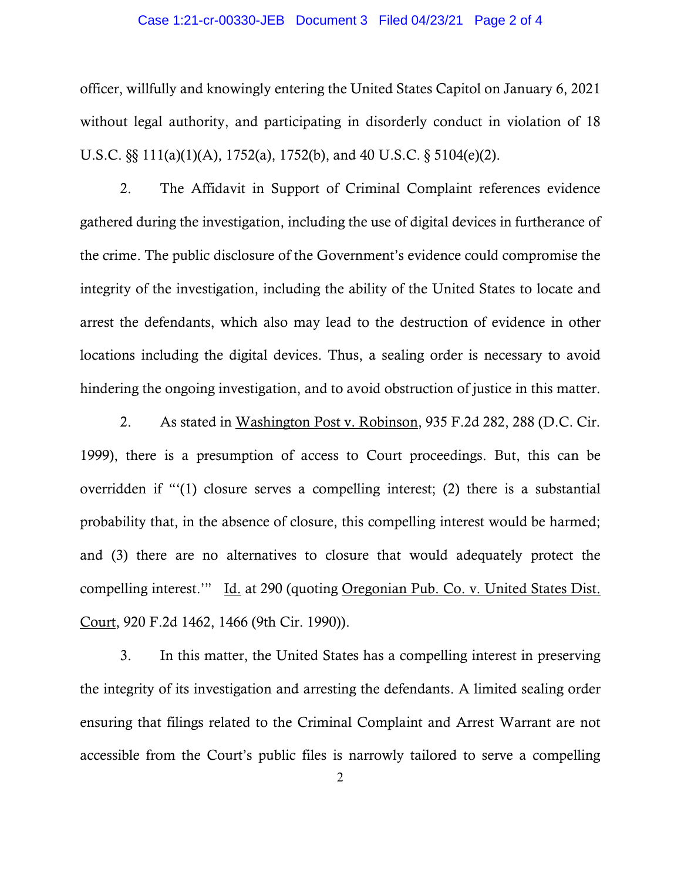officer, willfully and knowingly entering the United States Capitol on January 6, 2021 without legal authority, and participating in disorderly conduct in violation of 18 U.S.C. §§ 111(a)(1)(A), 1752(a), 1752(b), and 40 U.S.C. § 5104(e)(2).

2. The Affidavit in Support of Criminal Complaint references evidence gathered during the investigation, including the use of digital devices in furtherance of the crime. The public disclosure of the Government's evidence could compromise the integrity of the investigation, including the ability of the United States to locate and arrest the defendants, which also may lead to the destruction of evidence in other locations including the digital devices. Thus, a sealing order is necessary to avoid hindering the ongoing investigation, and to avoid obstruction of justice in this matter.

2. As stated in Washington Post v. Robinson, 935 F.2d 282, 288 (D.C. Cir. 1999), there is a presumption of access to Court proceedings. But, this can be overridden if "'(1) closure serves a compelling interest; (2) there is a substantial probability that, in the absence of closure, this compelling interest would be harmed; and (3) there are no alternatives to closure that would adequately protect the compelling interest.'" Id. at 290 (quoting Oregonian Pub. Co. v. United States Dist. Court, 920 F.2d 1462, 1466 (9th Cir. 1990)).

3. In this matter, the United States has a compelling interest in preserving the integrity of its investigation and arresting the defendants. A limited sealing order ensuring that filings related to the Criminal Complaint and Arrest Warrant are not accessible from the Court's public files is narrowly tailored to serve a compelling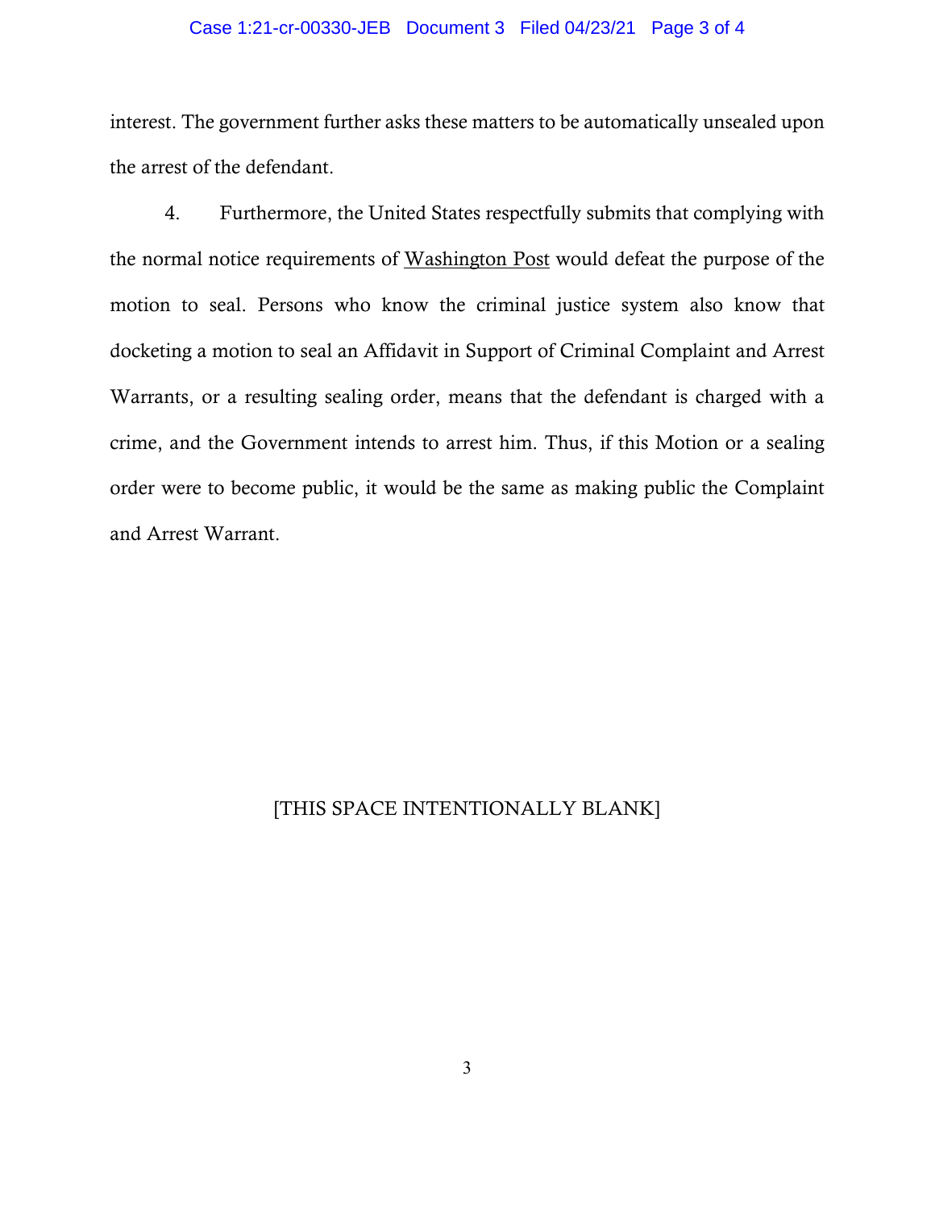interest. The government further asks these matters to be automatically unsealed upon the arrest of the defendant.

4. Furthermore, the United States respectfully submits that complying with the normal notice requirements of <u>Washington Post</u> would defeat the purpose of the motion to seal. Persons who know the criminal justice system also know that docketing a motion to seal an Affidavit in Support of Criminal Complaint and Arrest Warrants, or a resulting sealing order, means that the defendant is charged with a crime, and the Government intends to arrest him. Thus, if this Motion or a sealing order were to become public, it would be the same as making public the Complaint and Arrest Warrant.

[THIS SPACE INTENTIONALLY BLANK]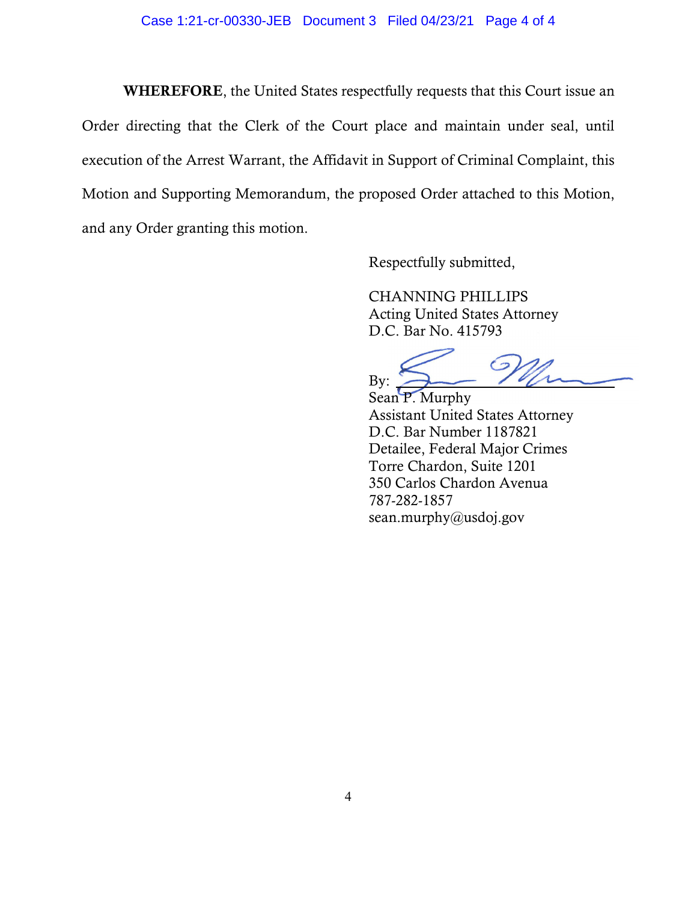**WHEREFORE**, the United States respectfully requests that this Court issue an Order directing that the Clerk of the Court place and maintain under seal, until execution of the Arrest Warrant, the Affidavit in Support of Criminal Complaint, this Motion and Supporting Memorandum, the proposed Order attached to this Motion, and any Order granting this motion.

Respectfully submitted,

CHANNING PHILLIPS
Acting United States Attorney
D.C. Bar No. 415793

By: ______________________
Sean P. Murphy
Assistant United States Attorney
D.C. Bar Number 1187821
Detailee, Federal Major Crimes
Torre Chardon, Suite 1201
350 Carlos Chardon Avenua
787-282-1857
sean.murphy@usdoj.gov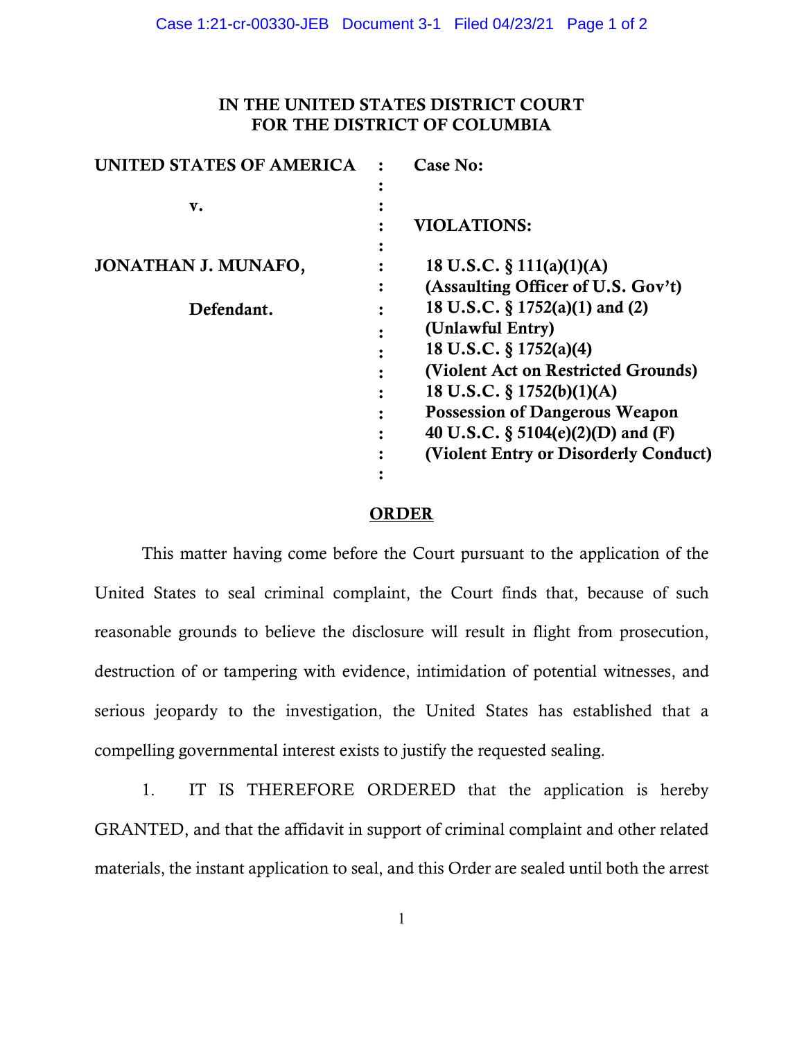**IN THE UNITED STATES DISTRICT COURT**
**FOR THE DISTRICT OF COLUMBIA**

| | | |
|---|---|---|
| **UNITED STATES OF AMERICA** | : | **Case No:** |
| | : | |
| **v.** | : | |
| | : | **VIOLATIONS:** |
| | : | |
| **JONATHAN J. MUNAFO,** | : | **18 U.S.C. § 111(a)(1)(A)** |
| | : | **(Assaulting Officer of U.S. Gov't)** |
| **Defendant.** | : | **18 U.S.C. § 1752(a)(1) and (2)** |
| | : | **(Unlawful Entry)** |
| | : | **18 U.S.C. § 1752(a)(4)** |
| | : | **(Violent Act on Restricted Grounds)** |
| | : | **18 U.S.C. § 1752(b)(1)(A)** |
| | : | **Possession of Dangerous Weapon** |
| | : | **40 U.S.C. § 5104(e)(2)(D) and (F)** |
| | : | **(Violent Entry or Disorderly Conduct)** |
| | : | |

## ORDER

This matter having come before the Court pursuant to the application of the United States to seal criminal complaint, the Court finds that, because of such reasonable grounds to believe the disclosure will result in flight from prosecution, destruction of or tampering with evidence, intimidation of potential witnesses, and serious jeopardy to the investigation, the United States has established that a compelling governmental interest exists to justify the requested sealing.

1. IT IS THEREFORE ORDERED that the application is hereby GRANTED, and that the affidavit in support of criminal complaint and other related materials, the instant application to seal, and this Order are sealed until both the arrest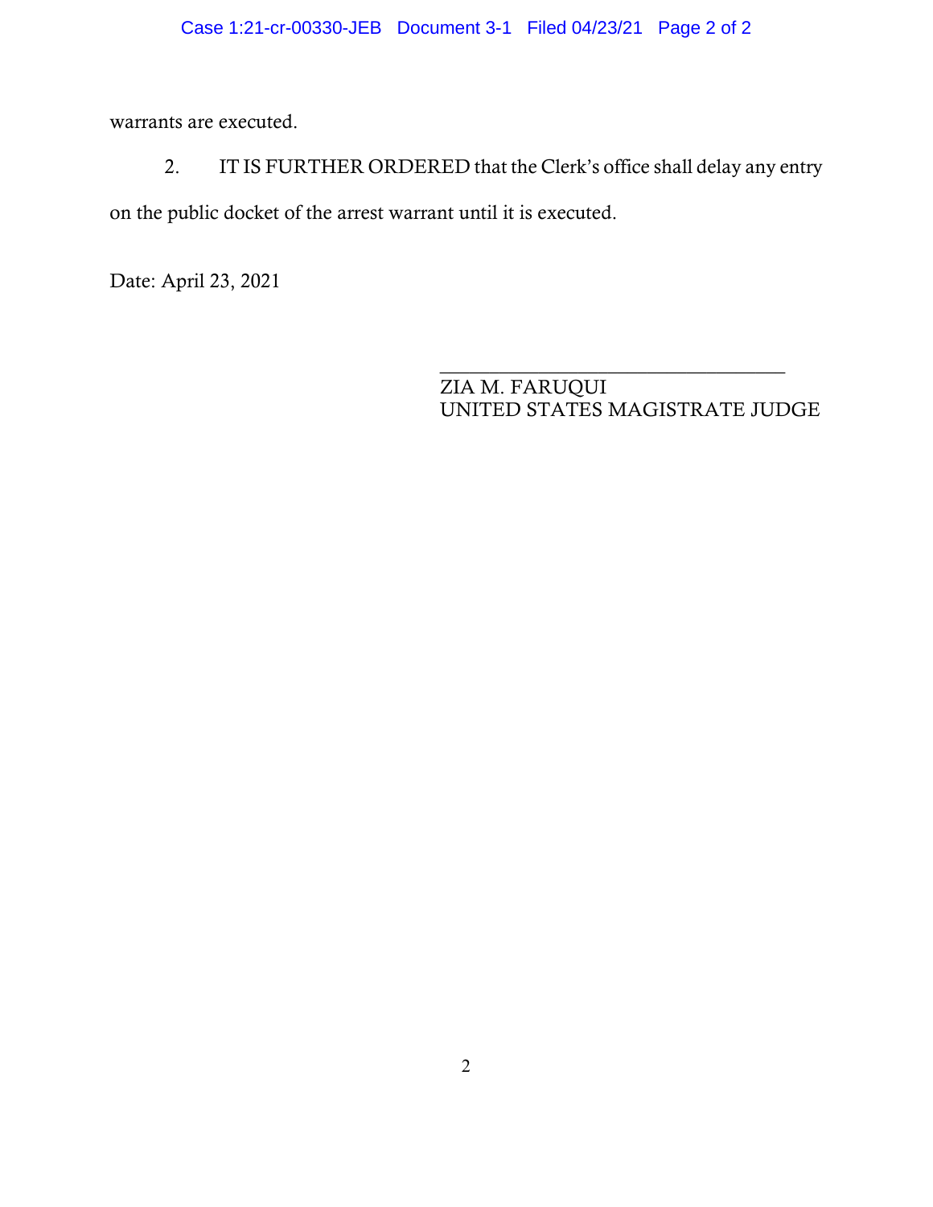warrants are executed.

2. IT IS FURTHER ORDERED that the Clerk's office shall delay any entry on the public docket of the arrest warrant until it is executed.

Date: April 23, 2021

\_\_\_\_\_\_\_\_\_\_\_\_\_\_\_\_\_\_\_\_\_\_\_\_\_\_\_\_\_\_\_\_\_\_\_\_

ZIA M. FARUQUI
UNITED STATES MAGISTRATE JUDGE